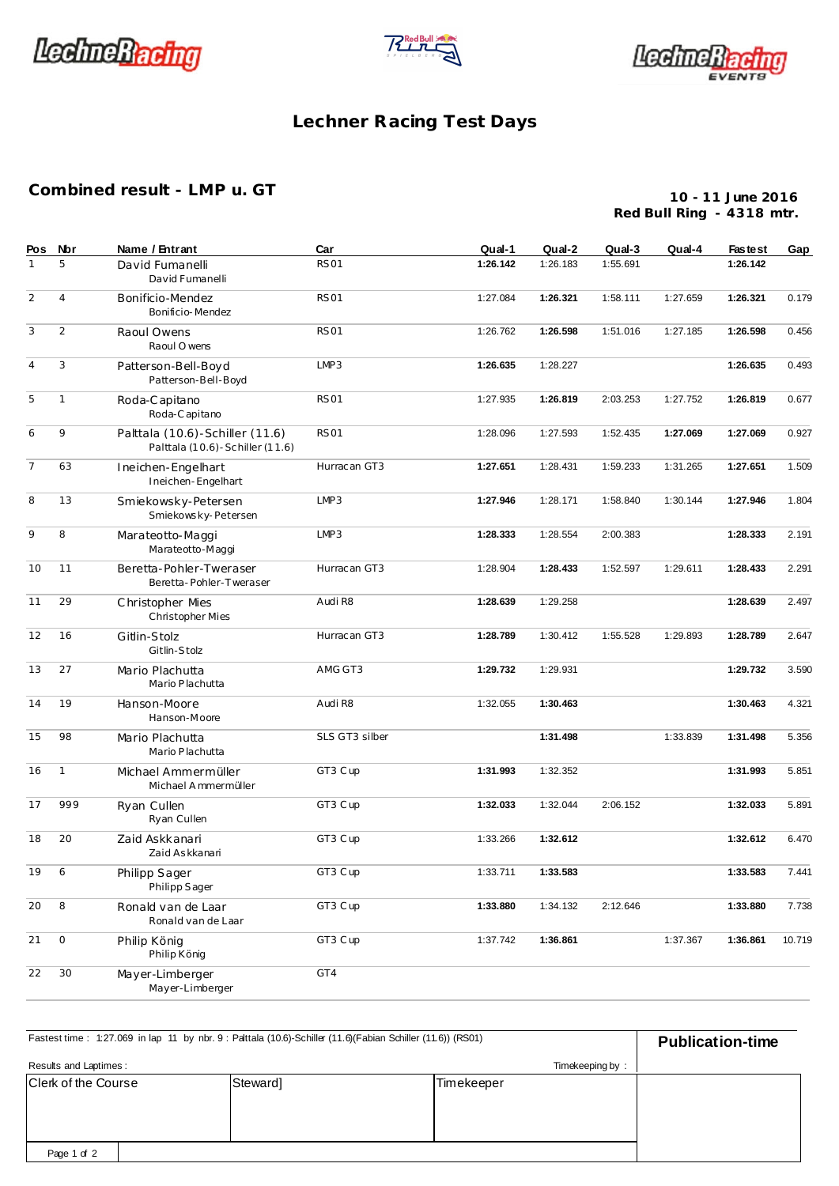# Lechner Racing Test Days

## Combined result - LMP u. GT

**10 - 11 June 2016**
**Red Bull Ring - 4318 mtr.**

| Pos | Nbr | Name / Entrant | Car | Qual-1 | Qual-2 | Qual-3 | Qual-4 | Fastest | Gap |
|---|---|---|---|---|---|---|---|---|---|
| 1 | 5 | David Fumanelli<br>David Fumanelli | RS01 | **1:26.142** | 1:26.183 | 1:55.691 | | **1:26.142** | |
| 2 | 4 | Bonificio-Mendez<br>Bonificio-Mendez | RS01 | 1:27.084 | **1:26.321** | 1:58.111 | 1:27.659 | **1:26.321** | 0.179 |
| 3 | 2 | Raoul Owens<br>Raoul Owens | RS01 | 1:26.762 | **1:26.598** | 1:51.016 | 1:27.185 | **1:26.598** | 0.456 |
| 4 | 3 | Patterson-Bell-Boyd<br>Patterson-Bell-Boyd | LMP3 | **1:26.635** | 1:28.227 | | | **1:26.635** | 0.493 |
| 5 | 1 | Roda-Capitano<br>Roda-Capitano | RS01 | 1:27.935 | **1:26.819** | 2:03.253 | 1:27.752 | **1:26.819** | 0.677 |
| 6 | 9 | Palttala (10.6)-Schiller (11.6)<br>Palttala (10.6)-Schiller (11.6) | RS01 | 1:28.096 | 1:27.593 | 1:52.435 | **1:27.069** | **1:27.069** | 0.927 |
| 7 | 63 | Ineichen-Engelhart<br>Ineichen-Engelhart | Hurracan GT3 | **1:27.651** | 1:28.431 | 1:59.233 | 1:31.265 | **1:27.651** | 1.509 |
| 8 | 13 | Smiekowsky-Petersen<br>Smiekowsky-Petersen | LMP3 | **1:27.946** | 1:28.171 | 1:58.840 | 1:30.144 | **1:27.946** | 1.804 |
| 9 | 8 | Marateotto-Maggi<br>Marateotto-Maggi | LMP3 | **1:28.333** | 1:28.554 | 2:00.383 | | **1:28.333** | 2.191 |
| 10 | 11 | Beretta-Pohler-Tweraser<br>Beretta-Pohler-Tweraser | Hurracan GT3 | 1:28.904 | **1:28.433** | 1:52.597 | 1:29.611 | **1:28.433** | 2.291 |
| 11 | 29 | Christopher Mies<br>Christopher Mies | Audi R8 | **1:28.639** | 1:29.258 | | | **1:28.639** | 2.497 |
| 12 | 16 | Gitlin-Stolz<br>Gitlin-Stolz | Hurracan GT3 | **1:28.789** | 1:30.412 | 1:55.528 | 1:29.893 | **1:28.789** | 2.647 |
| 13 | 27 | Mario Plachutta<br>Mario Plachutta | AMG GT3 | **1:29.732** | 1:29.931 | | | **1:29.732** | 3.590 |
| 14 | 19 | Hanson-Moore<br>Hanson-Moore | Audi R8 | 1:32.055 | **1:30.463** | | | **1:30.463** | 4.321 |
| 15 | 98 | Mario Plachutta<br>Mario Plachutta | SLS GT3 silber | | **1:31.498** | | 1:33.839 | **1:31.498** | 5.356 |
| 16 | 1 | Michael Ammermüller<br>Michael Ammermüller | GT3 Cup | **1:31.993** | 1:32.352 | | | **1:31.993** | 5.851 |
| 17 | 999 | Ryan Cullen<br>Ryan Cullen | GT3 Cup | **1:32.033** | 1:32.044 | 2:06.152 | | **1:32.033** | 5.891 |
| 18 | 20 | Zaid Askkanari<br>Zaid Askkanari | GT3 Cup | 1:33.266 | **1:32.612** | | | **1:32.612** | 6.470 |
| 19 | 6 | Philipp Sager<br>Philipp Sager | GT3 Cup | 1:33.711 | **1:33.583** | | | **1:33.583** | 7.441 |
| 20 | 8 | Ronald van de Laar<br>Ronald van de Laar | GT3 Cup | **1:33.880** | 1:34.132 | 2:12.646 | | **1:33.880** | 7.738 |
| 21 | 0 | Philip König<br>Philip König | GT3 Cup | 1:37.742 | **1:36.861** | | 1:37.367 | **1:36.861** | 10.719 |
| 22 | 30 | Mayer-Limberger<br>Mayer-Limberger | GT4 | | | | | | |

Fastest time : 1:27.069 in lap 11 by nbr. 9 : Palttala (10.6)-Schiller (11.6)(Fabian Schiller (11.6)) (RS01)

**Publication-time**

Results and Laptimes :

Timekeeping by :

| Clerk of the Course | Steward] | Timekeeper |
|---|---|---|
| | | |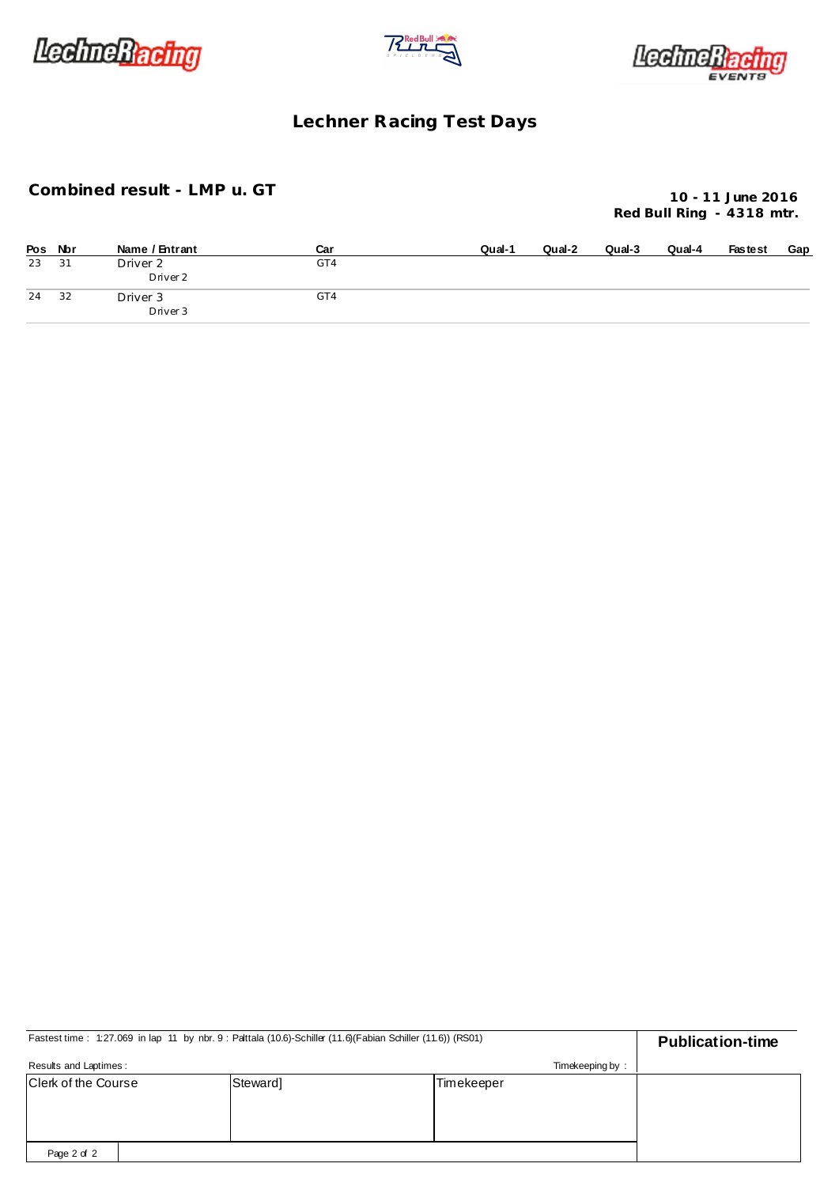## Lechner Racing Test Days

### Combined result - LMP u. GT

**10 - 11 June 2016**
**Red Bull Ring - 4318 mtr.**

| Pos | Nbr | Name / Entrant | Car | Qual-1 | Qual-2 | Qual-3 | Qual-4 | Fastest | Gap |
|---|---|---|---|---|---|---|---|---|---|
| 23 | 31 | Driver 2<br>Driver 2 | GT4 | | | | | | |
| 24 | 32 | Driver 3<br>Driver 3 | GT4 | | | | | | |

Fastest time : 1:27.069 in lap 11 by nbr. 9 : Palttala (10.6)-Schiller (11.6)(Fabian Schiller (11.6)) (RS01)

**Publication-time**

Results and Laptimes :

Timekeeping by :

| Clerk of the Course | Steward] | Timekeeper |
|---|---|---|
| | | |